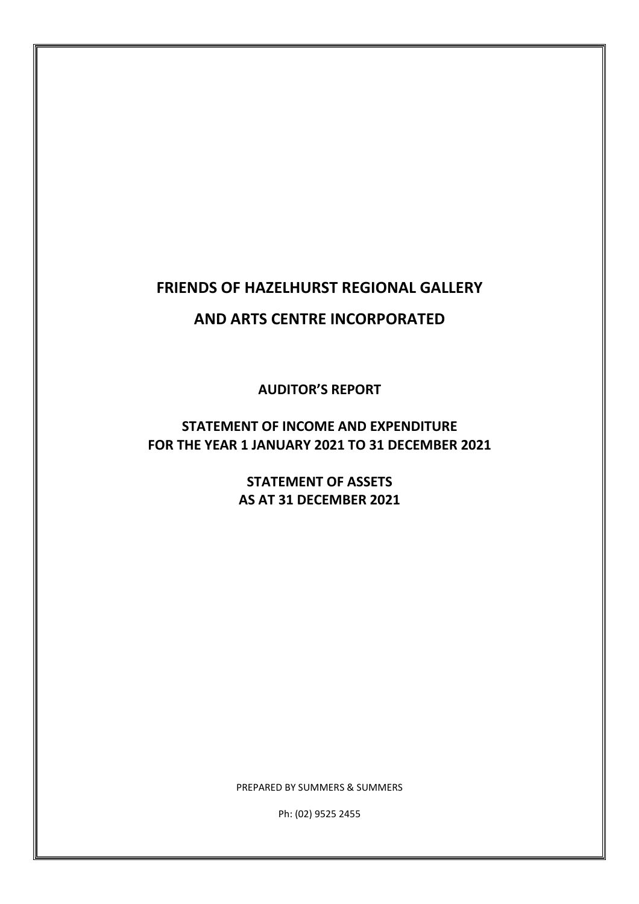# FRIENDS OF HAZELHURST REGIONAL GALLERY

# AND ARTS CENTRE INCORPORATED

## AUDITOR'S REPORT

## STATEMENT OF INCOME AND EXPENDITURE
## FOR THE YEAR 1 JANUARY 2021 TO 31 DECEMBER 2021

## STATEMENT OF ASSETS
## AS AT 31 DECEMBER 2021

PREPARED BY SUMMERS & SUMMERS

Ph: (02) 9525 2455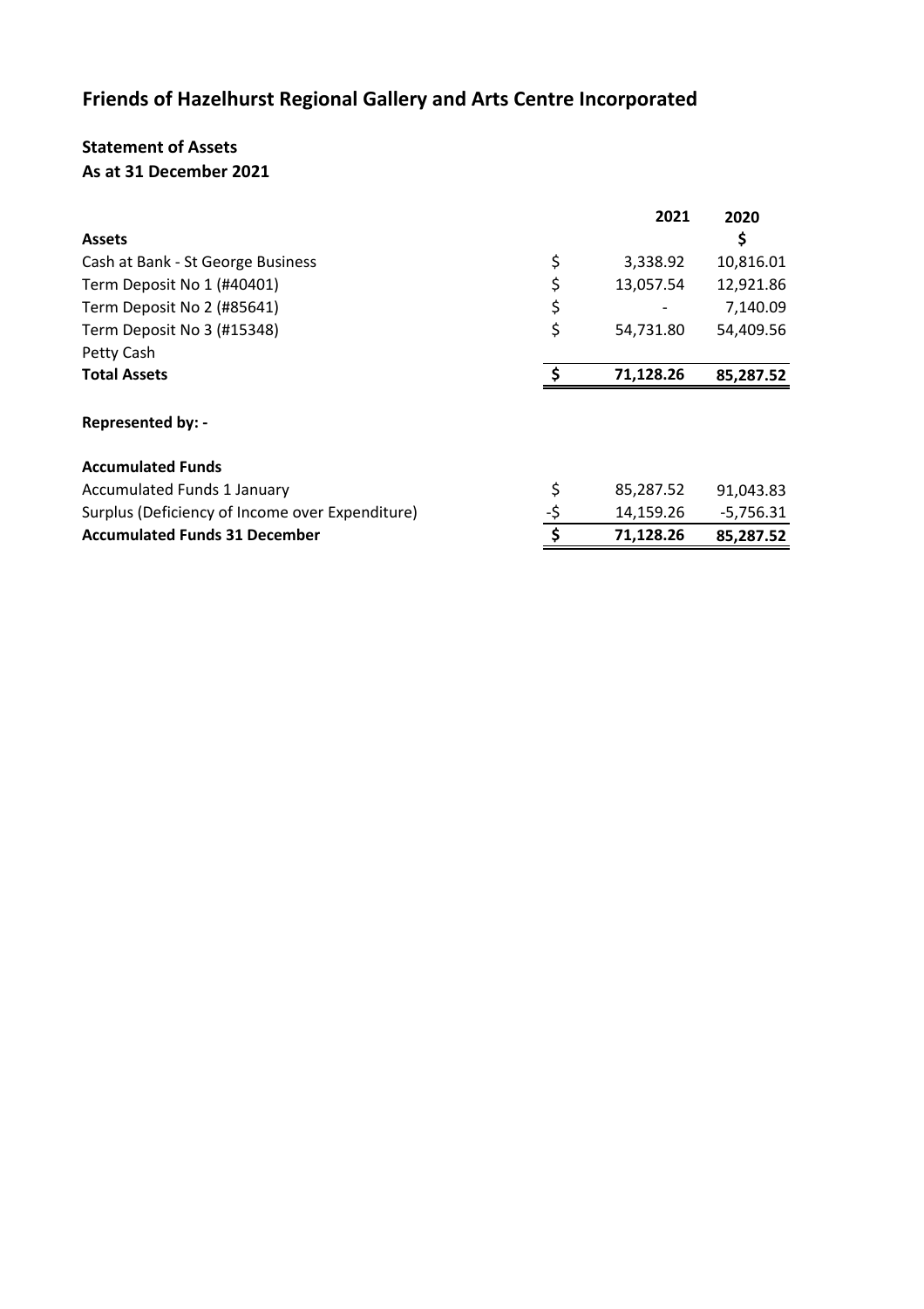# Friends of Hazelhurst Regional Gallery and Arts Centre Incorporated

## Statement of Assets
## As at 31 December 2021

| | | 2021 | 2020 |
|---|---|---|---|
| **Assets** | | | **$** |
| Cash at Bank - St George Business | $ | 3,338.92 | 10,816.01 |
| Term Deposit No 1 (#40401) | $ | 13,057.54 | 12,921.86 |
| Term Deposit No 2 (#85641) | $ | - | 7,140.09 |
| Term Deposit No 3 (#15348) | $ | 54,731.80 | 54,409.56 |
| Petty Cash | | | |
| **Total Assets** | **$** | **71,128.26** | **85,287.52** |
| | | | |
| **Represented by: -** | | | |
| | | | |
| **Accumulated Funds** | | | |
| Accumulated Funds 1 January | $ | 85,287.52 | 91,043.83 |
| Surplus (Deficiency of Income over Expenditure) | -$ | 14,159.26 | -5,756.31 |
| **Accumulated Funds 31 December** | **$** | **71,128.26** | **85,287.52** |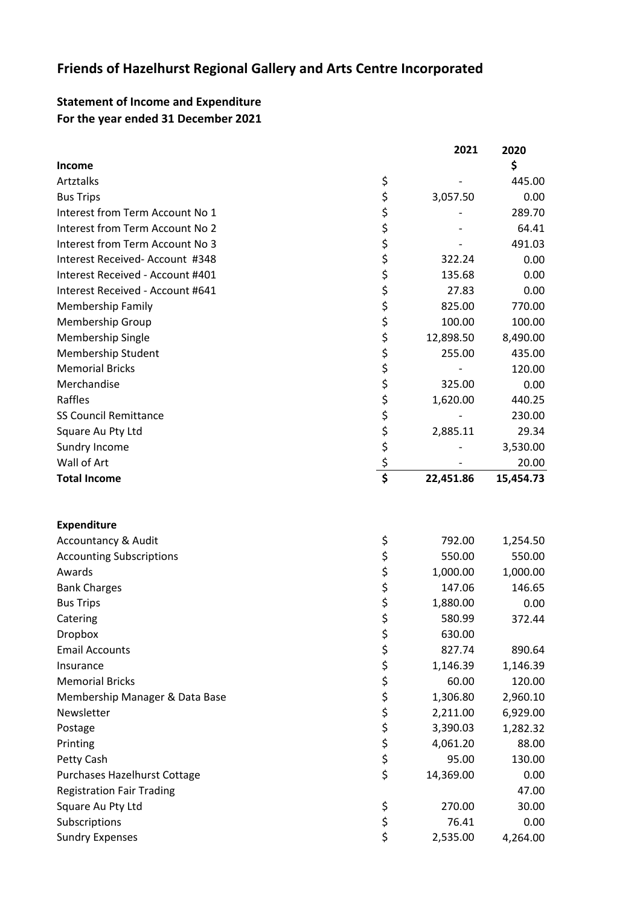# Friends of Hazelhurst Regional Gallery and Arts Centre Incorporated

## Statement of Income and Expenditure
## For the year ended 31 December 2021

| | | 2021 | 2020 |
|---|---|---|---|
| **Income** | | | **$** |
| Artztalks | $ | - | 445.00 |
| Bus Trips | $ | 3,057.50 | 0.00 |
| Interest from Term Account No 1 | $ | - | 289.70 |
| Interest from Term Account No 2 | $ | - | 64.41 |
| Interest from Term Account No 3 | $ | - | 491.03 |
| Interest Received- Account #348 | $ | 322.24 | 0.00 |
| Interest Received - Account #401 | $ | 135.68 | 0.00 |
| Interest Received - Account #641 | $ | 27.83 | 0.00 |
| Membership Family | $ | 825.00 | 770.00 |
| Membership Group | $ | 100.00 | 100.00 |
| Membership Single | $ | 12,898.50 | 8,490.00 |
| Membership Student | $ | 255.00 | 435.00 |
| Memorial Bricks | $ | - | 120.00 |
| Merchandise | $ | 325.00 | 0.00 |
| Raffles | $ | 1,620.00 | 440.25 |
| SS Council Remittance | $ | - | 230.00 |
| Square Au Pty Ltd | $ | 2,885.11 | 29.34 |
| Sundry Income | $ | - | 3,530.00 |
| Wall of Art | $ | - | 20.00 |
| **Total Income** | **$** | **22,451.86** | **15,454.73** |
| | | | |
| **Expenditure** | | | |
| Accountancy & Audit | $ | 792.00 | 1,254.50 |
| Accounting Subscriptions | $ | 550.00 | 550.00 |
| Awards | $ | 1,000.00 | 1,000.00 |
| Bank Charges | $ | 147.06 | 146.65 |
| Bus Trips | $ | 1,880.00 | 0.00 |
| Catering | $ | 580.99 | 372.44 |
| Dropbox | $ | 630.00 | |
| Email Accounts | $ | 827.74 | 890.64 |
| Insurance | $ | 1,146.39 | 1,146.39 |
| Memorial Bricks | $ | 60.00 | 120.00 |
| Membership Manager & Data Base | $ | 1,306.80 | 2,960.10 |
| Newsletter | $ | 2,211.00 | 6,929.00 |
| Postage | $ | 3,390.03 | 1,282.32 |
| Printing | $ | 4,061.20 | 88.00 |
| Petty Cash | $ | 95.00 | 130.00 |
| Purchases Hazelhurst Cottage | $ | 14,369.00 | 0.00 |
| Registration Fair Trading | | | 47.00 |
| Square Au Pty Ltd | $ | 270.00 | 30.00 |
| Subscriptions | $ | 76.41 | 0.00 |
| Sundry Expenses | $ | 2,535.00 | 4,264.00 |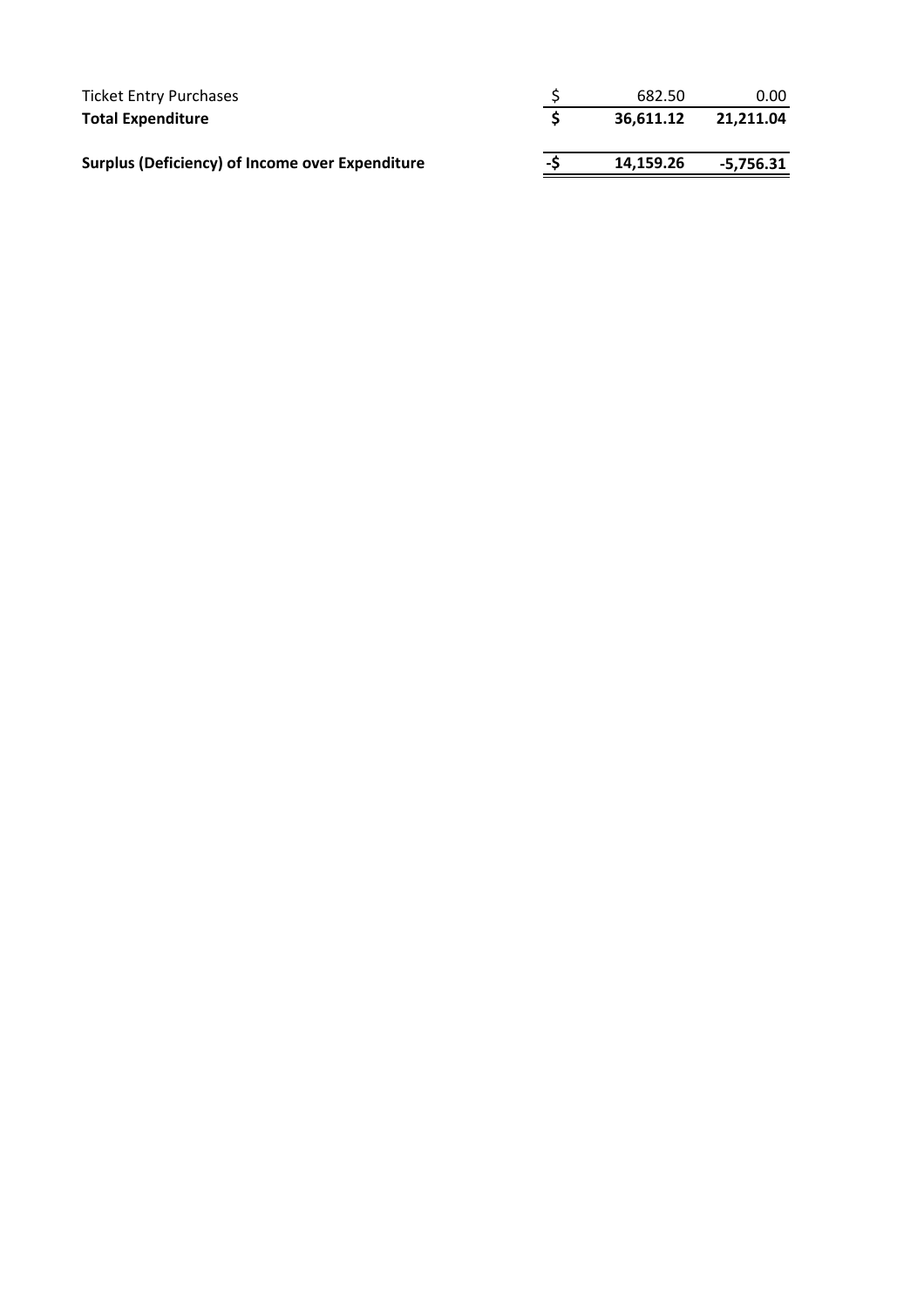| | | | |
|---|---|---|---|
| Ticket Entry Purchases | $ | 682.50 | 0.00 |
| **Total Expenditure** | **$** | **36,611.12** | **21,211.04** |
| | | | |
| **Surplus (Deficiency) of Income over Expenditure** | **-$** | **14,159.26** | **-5,756.31** |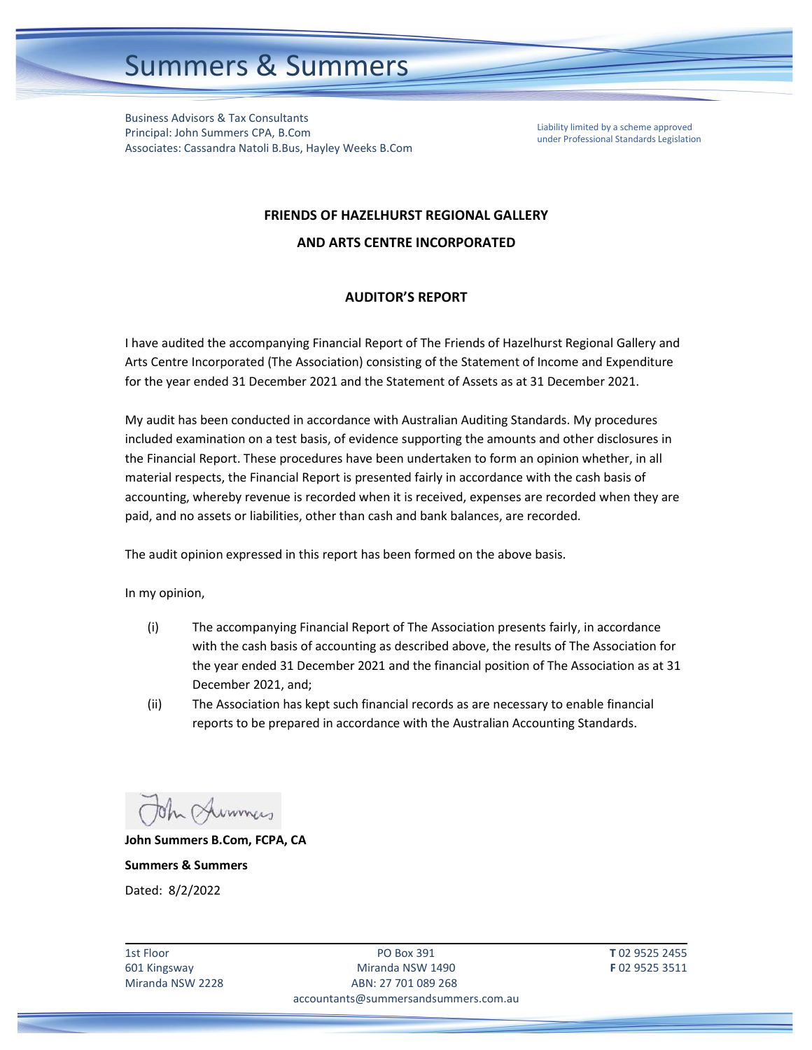# Summers & Summers

Business Advisors & Tax Consultants
Principal: John Summers CPA, B.Com
Associates: Cassandra Natoli B.Bus, Hayley Weeks B.Com

Liability limited by a scheme approved under Professional Standards Legislation

**FRIENDS OF HAZELHURST REGIONAL GALLERY**

**AND ARTS CENTRE INCORPORATED**

**AUDITOR'S REPORT**

I have audited the accompanying Financial Report of The Friends of Hazelhurst Regional Gallery and Arts Centre Incorporated (The Association) consisting of the Statement of Income and Expenditure for the year ended 31 December 2021 and the Statement of Assets as at 31 December 2021.

My audit has been conducted in accordance with Australian Auditing Standards. My procedures included examination on a test basis, of evidence supporting the amounts and other disclosures in the Financial Report. These procedures have been undertaken to form an opinion whether, in all material respects, the Financial Report is presented fairly in accordance with the cash basis of accounting, whereby revenue is recorded when it is received, expenses are recorded when they are paid, and no assets or liabilities, other than cash and bank balances, are recorded.

The audit opinion expressed in this report has been formed on the above basis.

In my opinion,

(i) The accompanying Financial Report of The Association presents fairly, in accordance with the cash basis of accounting as described above, the results of The Association for the year ended 31 December 2021 and the financial position of The Association as at 31 December 2021, and;

(ii) The Association has kept such financial records as are necessary to enable financial reports to be prepared in accordance with the Australian Accounting Standards.

John Summers

**John Summers B.Com, FCPA, CA**

**Summers & Summers**

Dated: 8/2/2022

1st Floor
601 Kingsway
Miranda NSW 2228

PO Box 391
Miranda NSW 1490
ABN: 27 701 089 268
accountants@summersandsummers.com.au

**T** 02 9525 2455
**F** 02 9525 3511